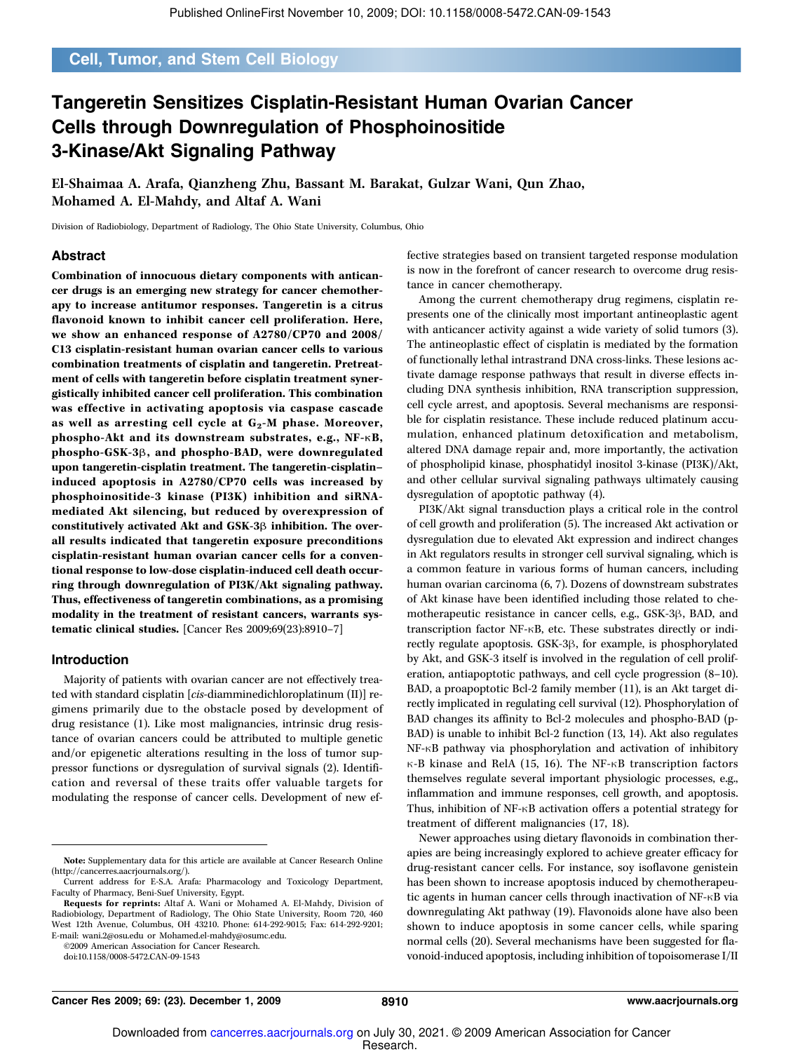Cell, Tumor, and Stem Cell Biology

# Tangeretin Sensitizes Cisplatin-Resistant Human Ovarian Cancer Cells through Downregulation of Phosphoinositide 3-Kinase/Akt Signaling Pathway

El-Shaimaa A. Arafa, Qianzheng Zhu, Bassant M. Barakat, Gulzar Wani, Qun Zhao, Mohamed A. El-Mahdy, and Altaf A. Wani

Division of Radiobiology, Department of Radiology, The Ohio State University, Columbus, Ohio

## Abstract

**Combination of innocuous dietary components with anticancer drugs is an emerging new strategy for cancer chemotherapy to increase antitumor responses. Tangeretin is a citrus flavonoid known to inhibit cancer cell proliferation. Here, we show an enhanced response of A2780/CP70 and 2008/C13 cisplatin-resistant human ovarian cancer cells to various combination treatments of cisplatin and tangeretin. Pretreatment of cells with tangeretin before cisplatin treatment synergistically inhibited cancer cell proliferation. This combination was effective in activating apoptosis via caspase cascade as well as arresting cell cycle at $G_2$-M phase. Moreover, phospho-Akt and its downstream substrates, e.g., NF-κB, phospho-GSK-3β, and phospho-BAD, were downregulated upon tangeretin-cisplatin treatment. The tangeretin-cisplatin–induced apoptosis in A2780/CP70 cells was increased by phosphoinositide-3 kinase (PI3K) inhibition and siRNA-mediated Akt silencing, but reduced by overexpression of constitutively activated Akt and GSK-3β inhibition. The overall results indicated that tangeretin exposure preconditions cisplatin-resistant human ovarian cancer cells for a conventional response to low-dose cisplatin-induced cell death occurring through downregulation of PI3K/Akt signaling pathway. Thus, effectiveness of tangeretin combinations, as a promising modality in the treatment of resistant cancers, warrants systematic clinical studies.** [Cancer Res 2009;69(23):8910–7]

## Introduction

Majority of patients with ovarian cancer are not effectively treated with standard cisplatin [*cis*-diamminedichloroplatinum (II)] regimens primarily due to the obstacle posed by development of drug resistance (1). Like most malignancies, intrinsic drug resistance of ovarian cancers could be attributed to multiple genetic and/or epigenetic alterations resulting in the loss of tumor suppressor functions or dysregulation of survival signals (2). Identification and reversal of these traits offer valuable targets for modulating the response of cancer cells. Development of new effective strategies based on transient targeted response modulation is now in the forefront of cancer research to overcome drug resistance in cancer chemotherapy.

Among the current chemotherapy drug regimens, cisplatin represents one of the clinically most important antineoplastic agent with anticancer activity against a wide variety of solid tumors (3). The antineoplastic effect of cisplatin is mediated by the formation of functionally lethal intrastrand DNA cross-links. These lesions activate damage response pathways that result in diverse effects including DNA synthesis inhibition, RNA transcription suppression, cell cycle arrest, and apoptosis. Several mechanisms are responsible for cisplatin resistance. These include reduced platinum accumulation, enhanced platinum detoxification and metabolism, altered DNA damage repair and, more importantly, the activation of phospholipid kinase, phosphatidyl inositol 3-kinase (PI3K)/Akt, and other cellular survival signaling pathways ultimately causing dysregulation of apoptotic pathway (4).

PI3K/Akt signal transduction plays a critical role in the control of cell growth and proliferation (5). The increased Akt activation or dysregulation due to elevated Akt expression and indirect changes in Akt regulators results in stronger cell survival signaling, which is a common feature in various forms of human cancers, including human ovarian carcinoma (6, 7). Dozens of downstream substrates of Akt kinase have been identified including those related to chemotherapeutic resistance in cancer cells, e.g., GSK-3β, BAD, and transcription factor NF-κB, etc. These substrates directly or indirectly regulate apoptosis. GSK-3β, for example, is phosphorylated by Akt, and GSK-3 itself is involved in the regulation of cell proliferation, antiapoptotic pathways, and cell cycle progression (8–10). BAD, a proapoptotic Bcl-2 family member (11), is an Akt target directly implicated in regulating cell survival (12). Phosphorylation of BAD changes its affinity to Bcl-2 molecules and phospho-BAD (p-BAD) is unable to inhibit Bcl-2 function (13, 14). Akt also regulates NF-κB pathway via phosphorylation and activation of inhibitory κ-B kinase and RelA (15, 16). The NF-κB transcription factors themselves regulate several important physiologic processes, e.g., inflammation and immune responses, cell growth, and apoptosis. Thus, inhibition of NF-κB activation offers a potential strategy for treatment of different malignancies (17, 18).

Newer approaches using dietary flavonoids in combination therapies are being increasingly explored to achieve greater efficacy for drug-resistant cancer cells. For instance, soy isoflavone genistein has been shown to increase apoptosis induced by chemotherapeutic agents in human cancer cells through inactivation of NF-κB via downregulating Akt pathway (19). Flavonoids alone have also been shown to induce apoptosis in some cancer cells, while sparing normal cells (20). Several mechanisms have been suggested for flavonoid-induced apoptosis, including inhibition of topoisomerase I/II

---

**Note:** Supplementary data for this article are available at Cancer Research Online (http://cancerres.aacrjournals.org/).

Current address for E-S.A. Arafa: Pharmacology and Toxicology Department, Faculty of Pharmacy, Beni-Suef University, Egypt.

**Requests for reprints:** Altaf A. Wani or Mohamed A. El-Mahdy, Division of Radiobiology, Department of Radiology, The Ohio State University, Room 720, 460 West 12th Avenue, Columbus, OH 43210. Phone: 614-292-9015; Fax: 614-292-9201; E-mail: wani.2@osu.edu or Mohamed.el-mahdy@osumc.edu.

©2009 American Association for Cancer Research.

doi:10.1158/0008-5472.CAN-09-1543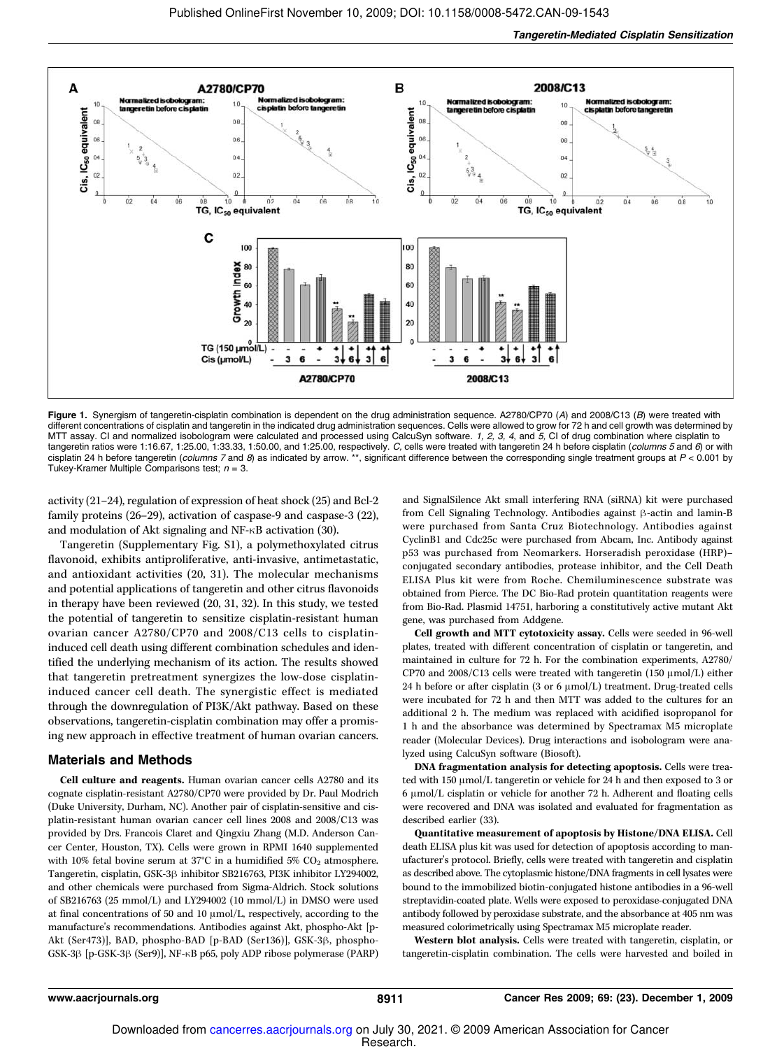**Figure 1.** Synergism of tangeretin-cisplatin combination is dependent on the drug administration sequence. A2780/CP70 (*A*) and 2008/C13 (*B*) were treated with different concentrations of cisplatin and tangeretin in the indicated drug administration sequences. Cells were allowed to grow for 72 h and cell growth was determined by MTT assay. CI and normalized isobologram were calculated and processed using CalcuSyn software. *1, 2, 3, 4,* and *5,* CI of drug combination where cisplatin to tangeretin ratios were 1:16.67, 1:25.00, 1:33.33, 1:50.00, and 1:25.00, respectively. *C,* cells were treated with tangeretin 24 h before cisplatin (*columns 5* and *6*) or with cisplatin 24 h before tangeretin (*columns 7* and *8*) as indicated by arrow. **, significant difference between the corresponding single treatment groups at $P < 0.001$ by Tukey-Kramer Multiple Comparisons test; $n = 3$.

activity (21–24), regulation of expression of heat shock (25) and Bcl-2 family proteins (26–29), activation of caspase-9 and caspase-3 (22), and modulation of Akt signaling and NF-κB activation (30).

Tangeretin (Supplementary Fig. S1), a polymethoxylated citrus flavonoid, exhibits antiproliferative, anti-invasive, antimetastatic, and antioxidant activities (20, 31). The molecular mechanisms and potential applications of tangeretin and other citrus flavonoids in therapy have been reviewed (20, 31, 32). In this study, we tested the potential of tangeretin to sensitize cisplatin-resistant human ovarian cancer A2780/CP70 and 2008/C13 cells to cisplatin-induced cell death using different combination schedules and identified the underlying mechanism of its action. The results showed that tangeretin pretreatment synergizes the low-dose cisplatin-induced cancer cell death. The synergistic effect is mediated through the downregulation of PI3K/Akt pathway. Based on these observations, tangeretin-cisplatin combination may offer a promising new approach in effective treatment of human ovarian cancers.

## Materials and Methods

**Cell culture and reagents.** Human ovarian cancer cells A2780 and its cognate cisplatin-resistant A2780/CP70 were provided by Dr. Paul Modrich (Duke University, Durham, NC). Another pair of cisplatin-sensitive and cisplatin-resistant human ovarian cancer cell lines 2008 and 2008/C13 was provided by Drs. Francois Claret and Qingxiu Zhang (M.D. Anderson Cancer Center, Houston, TX). Cells were grown in RPMI 1640 supplemented with 10% fetal bovine serum at 37°C in a humidified 5% $CO_2$ atmosphere. Tangeretin, cisplatin, GSK-3β inhibitor SB216763, PI3K inhibitor LY294002, and other chemicals were purchased from Sigma-Aldrich. Stock solutions of SB216763 (25 mmol/L) and LY294002 (10 mmol/L) in DMSO were used at final concentrations of 50 and 10 μmol/L, respectively, according to the manufacturer's recommendations. Antibodies against Akt, phospho-Akt [p-Akt (Ser473)], BAD, phospho-BAD [p-BAD (Ser136)], GSK-3β, phospho-GSK-3β [p-GSK-3β (Ser9)], NF-κB p65, poly ADP ribose polymerase (PARP) and SignalSilence Akt small interfering RNA (siRNA) kit were purchased from Cell Signaling Technology. Antibodies against β-actin and lamin-B were purchased from Santa Cruz Biotechnology. Antibodies against CyclinB1 and Cdc25c were purchased from Abcam, Inc. Antibody against p53 was purchased from Neomarkers. Horseradish peroxidase (HRP)–conjugated secondary antibodies, protease inhibitor, and the Cell Death ELISA Plus kit were from Roche. Chemiluminescence substrate was obtained from Pierce. The DC Bio-Rad protein quantitation reagents were from Bio-Rad. Plasmid 14751, harboring a constitutively active mutant Akt gene, was purchased from Addgene.

**Cell growth and MTT cytotoxicity assay.** Cells were seeded in 96-well plates, treated with different concentration of cisplatin or tangeretin, and maintained in culture for 72 h. For the combination experiments, A2780/CP70 and 2008/C13 cells were treated with tangeretin (150 μmol/L) either 24 h before or after cisplatin (3 or 6 μmol/L) treatment. Drug-treated cells were incubated for 72 h and then MTT was added to the cultures for an additional 2 h. The medium was replaced with acidified isopropanol for 1 h and the absorbance was determined by Spectramax M5 microplate reader (Molecular Devices). Drug interactions and isobologram were analyzed using CalcuSyn software (Biosoft).

**DNA fragmentation analysis for detecting apoptosis.** Cells were treated with 150 μmol/L tangeretin or vehicle for 24 h and then exposed to 3 or 6 μmol/L cisplatin or vehicle for another 72 h. Adherent and floating cells were recovered and DNA was isolated and evaluated for fragmentation as described earlier (33).

**Quantitative measurement of apoptosis by Histone/DNA ELISA.** Cell death ELISA plus kit was used for detection of apoptosis according to manufacturer's protocol. Briefly, cells were treated with tangeretin and cisplatin as described above. The cytoplasmic histone/DNA fragments in cell lysates were bound to the immobilized biotin-conjugated histone antibodies in a 96-well streptavidin-coated plate. Wells were exposed to peroxidase-conjugated DNA antibody followed by peroxidase substrate, and the absorbance at 405 nm was measured colorimetrically using Spectramax M5 microplate reader.

**Western blot analysis.** Cells were treated with tangeretin, cisplatin, or tangeretin-cisplatin combination. The cells were harvested and boiled in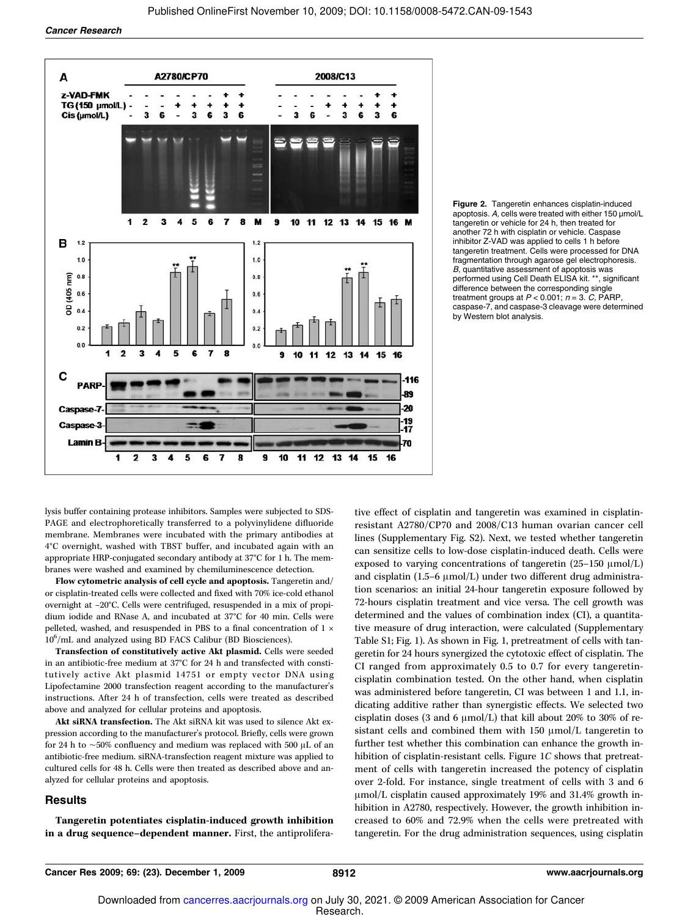Figure 2. Tangeretin enhances cisplatin-induced apoptosis. *A*, cells were treated with either 150 μmol/L tangeretin or vehicle for 24 h, then treated for another 72 h with cisplatin or vehicle. Caspase inhibitor Z-VAD was applied to cells 1 h before tangeretin treatment. Cells were processed for DNA fragmentation through agarose gel electrophoresis. *B*, quantitative assessment of apoptosis was performed using Cell Death ELISA kit. **, significant difference between the corresponding single treatment groups at $P < 0.001$; $n = 3$. *C*, PARP, caspase-7, and caspase-3 cleavage were determined by Western blot analysis.

lysis buffer containing protease inhibitors. Samples were subjected to SDS-PAGE and electrophoretically transferred to a polyvinylidene difluoride membrane. Membranes were incubated with the primary antibodies at 4°C overnight, washed with TBST buffer, and incubated again with an appropriate HRP-conjugated secondary antibody at 37°C for 1 h. The membranes were washed and examined by chemiluminescence detection.

**Flow cytometric analysis of cell cycle and apoptosis.** Tangeretin and/or cisplatin-treated cells were collected and fixed with 70% ice-cold ethanol overnight at −20°C. Cells were centrifuged, resuspended in a mix of propidium iodide and RNase A, and incubated at 37°C for 40 min. Cells were pelleted, washed, and resuspended in PBS to a final concentration of $1 \times 10^6$/mL and analyzed using BD FACS Calibur (BD Biosciences).

**Transfection of constitutively active Akt plasmid.** Cells were seeded in an antibiotic-free medium at 37°C for 24 h and transfected with constitutively active Akt plasmid 14751 or empty vector DNA using Lipofectamine 2000 transfection reagent according to the manufacturer's instructions. After 24 h of transfection, cells were treated as described above and analyzed for cellular proteins and apoptosis.

**Akt siRNA transfection.** The Akt siRNA kit was used to silence Akt expression according to the manufacturer's protocol. Briefly, cells were grown for 24 h to ~50% confluency and medium was replaced with 500 μL of an antibiotic-free medium. siRNA-transfection reagent mixture was applied to cultured cells for 48 h. Cells were then treated as described above and analyzed for cellular proteins and apoptosis.

## Results

**Tangeretin potentiates cisplatin-induced growth inhibition in a drug sequence–dependent manner.** First, the antiproliferative effect of cisplatin and tangeretin was examined in cisplatin-resistant A2780/CP70 and 2008/C13 human ovarian cancer cell lines (Supplementary Fig. S2). Next, we tested whether tangeretin can sensitize cells to low-dose cisplatin-induced death. Cells were exposed to varying concentrations of tangeretin (25–150 μmol/L) and cisplatin (1.5–6 μmol/L) under two different drug administration scenarios: an initial 24-hour tangeretin exposure followed by 72-hours cisplatin treatment and vice versa. The cell growth was determined and the values of combination index (CI), a quantitative measure of drug interaction, were calculated (Supplementary Table S1; Fig. 1). As shown in Fig. 1, pretreatment of cells with tangeretin for 24 hours synergized the cytotoxic effect of cisplatin. The CI ranged from approximately 0.5 to 0.7 for every tangeretin-cisplatin combination tested. On the other hand, when cisplatin was administered before tangeretin, CI was between 1 and 1.1, indicating additive rather than synergistic effects. We selected two cisplatin doses (3 and 6 μmol/L) that kill about 20% to 30% of resistant cells and combined them with 150 μmol/L tangeretin to further test whether this combination can enhance the growth inhibition of cisplatin-resistant cells. Figure 1*C* shows that pretreatment of cells with tangeretin increased the potency of cisplatin over 2-fold. For instance, single treatment of cells with 3 and 6 μmol/L cisplatin caused approximately 19% and 31.4% growth inhibition in A2780, respectively. However, the growth inhibition increased to 60% and 72.9% when the cells were pretreated with tangeretin. For the drug administration sequences, using cisplatin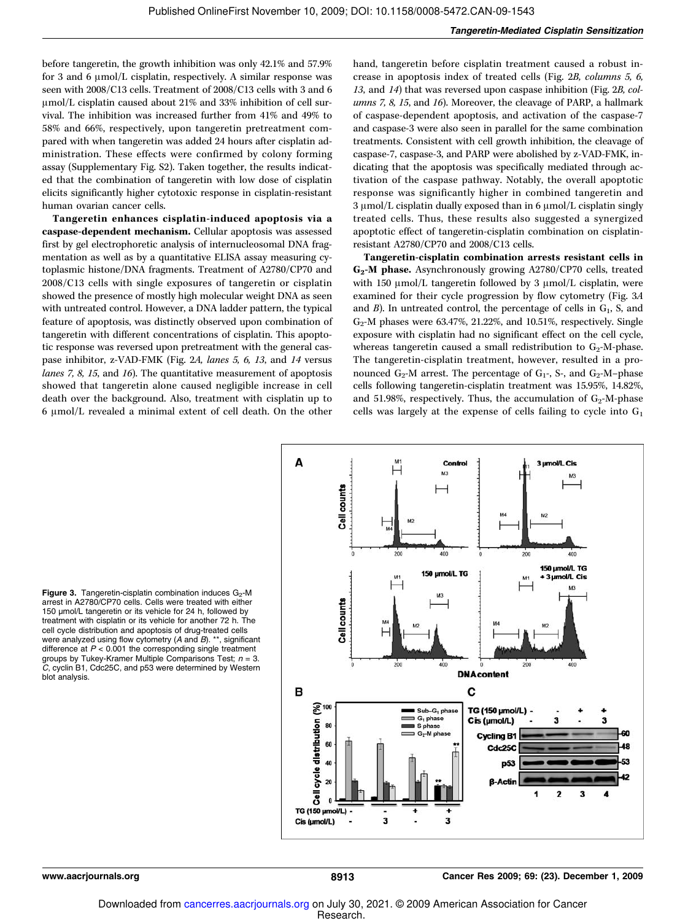before tangeretin, the growth inhibition was only 42.1% and 57.9% for 3 and 6 μmol/L cisplatin, respectively. A similar response was seen with 2008/C13 cells. Treatment of 2008/C13 cells with 3 and 6 μmol/L cisplatin caused about 21% and 33% inhibition of cell survival. The inhibition was increased further from 41% and 49% to 58% and 66%, respectively, upon tangeretin pretreatment compared with when tangeretin was added 24 hours after cisplatin administration. These effects were confirmed by colony forming assay (Supplementary Fig. S2). Taken together, the results indicated that the combination of tangeretin with low dose of cisplatin elicits significantly higher cytotoxic response in cisplatin-resistant human ovarian cancer cells.

**Tangeretin enhances cisplatin-induced apoptosis via a caspase-dependent mechanism.** Cellular apoptosis was assessed first by gel electrophoretic analysis of internucleosomal DNA fragmentation as well as by a quantitative ELISA assay measuring cytoplasmic histone/DNA fragments. Treatment of A2780/CP70 and 2008/C13 cells with single exposures of tangeretin or cisplatin showed the presence of mostly high molecular weight DNA as seen with untreated control. However, a DNA ladder pattern, the typical feature of apoptosis, was distinctly observed upon combination of tangeretin with different concentrations of cisplatin. This apoptotic response was reversed upon pretreatment with the general caspase inhibitor, z-VAD-FMK (Fig. 2*A, lanes 5, 6, 13*, and *14* versus *lanes 7, 8, 15*, and *16*). The quantitative measurement of apoptosis showed that tangeretin alone caused negligible increase in cell death over the background. Also, treatment with cisplatin up to 6 μmol/L revealed a minimal extent of cell death. On the other hand, tangeretin before cisplatin treatment caused a robust increase in apoptosis index of treated cells (Fig. 2*B, columns 5, 6, 13*, and *14*) that was reversed upon caspase inhibition (Fig. 2*B, columns 7, 8, 15*, and *16*). Moreover, the cleavage of PARP, a hallmark of caspase-dependent apoptosis, and activation of the caspase-7 and caspase-3 were also seen in parallel for the same combination treatments. Consistent with cell growth inhibition, the cleavage of caspase-7, caspase-3, and PARP were abolished by z-VAD-FMK, indicating that the apoptosis was specifically mediated through activation of the caspase pathway. Notably, the overall apoptotic response was significantly higher in combined tangeretin and 3 μmol/L cisplatin dually exposed than in 6 μmol/L cisplatin singly treated cells. Thus, these results also suggested a synergized apoptotic effect of tangeretin-cisplatin combination on cisplatin-resistant A2780/CP70 and 2008/C13 cells.

**Tangeretin-cisplatin combination arrests resistant cells in $G_2$-M phase.** Asynchronously growing A2780/CP70 cells, treated with 150 μmol/L tangeretin followed by 3 μmol/L cisplatin, were examined for their cycle progression by flow cytometry (Fig. 3*A* and *B*). In untreated control, the percentage of cells in $G_1$, S, and $G_2$-M phases were 63.47%, 21.22%, and 10.51%, respectively. Single exposure with cisplatin had no significant effect on the cell cycle, whereas tangeretin caused a small redistribution to $G_2$-M-phase. The tangeretin-cisplatin treatment, however, resulted in a pronounced $G_2$-M arrest. The percentage of $G_1$-, S-, and $G_2$-M–phase cells following tangeretin-cisplatin treatment was 15.95%, 14.82%, and 51.98%, respectively. Thus, the accumulation of $G_2$-M-phase cells was largely at the expense of cells failing to cycle into $G_1$

**Figure 3.** Tangeretin-cisplatin combination induces $G_2$-M arrest in A2780/CP70 cells. Cells were treated with either 150 μmol/L tangeretin or its vehicle for 24 h, followed by treatment with cisplatin or its vehicle for another 72 h. The cell cycle distribution and apoptosis of drug-treated cells were analyzed using flow cytometry (*A* and *B*). **, significant difference at $P < 0.001$ the corresponding single treatment groups by Tukey-Kramer Multiple Comparisons Test; $n = 3$. *C*, cyclin B1, Cdc25C, and p53 were determined by Western blot analysis.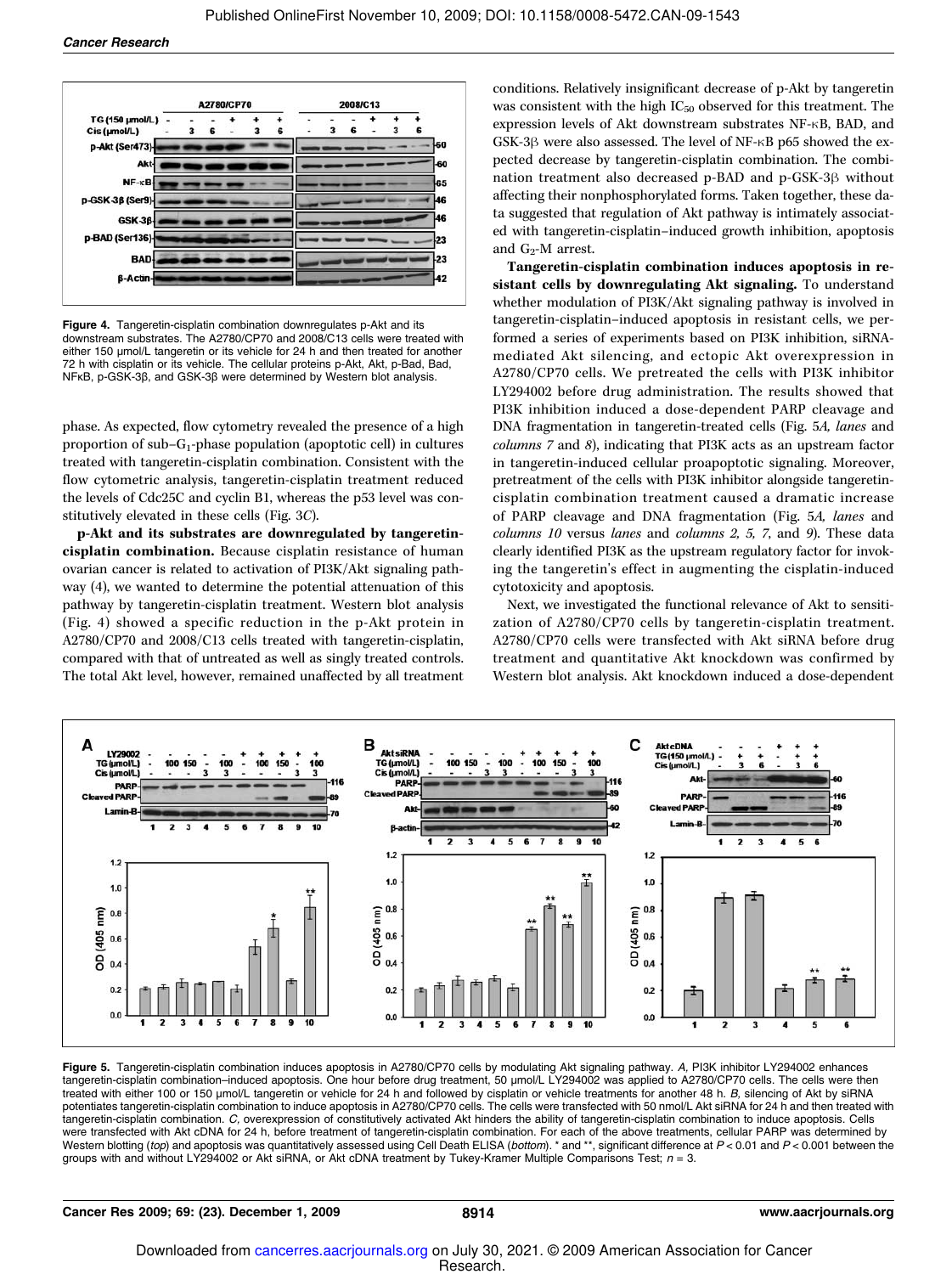Figure 4. Tangeretin-cisplatin combination downregulates p-Akt and its downstream substrates. The A2780/CP70 and 2008/C13 cells were treated with either 150 μmol/L tangeretin or its vehicle for 24 h and then treated for another 72 h with cisplatin or its vehicle. The cellular proteins p-Akt, Akt, p-Bad, Bad, NFκB, p-GSK-3β, and GSK-3β were determined by Western blot analysis.

phase. As expected, flow cytometry revealed the presence of a high proportion of sub–$G_1$-phase population (apoptotic cell) in cultures treated with tangeretin-cisplatin combination. Consistent with the flow cytometric analysis, tangeretin-cisplatin treatment reduced the levels of Cdc25C and cyclin B1, whereas the p53 level was constitutively elevated in these cells (Fig. 3*C*).

**p-Akt and its substrates are downregulated by tangeretin-cisplatin combination.** Because cisplatin resistance of human ovarian cancer is related to activation of PI3K/Akt signaling pathway (4), we wanted to determine the potential attenuation of this pathway by tangeretin-cisplatin treatment. Western blot analysis (Fig. 4) showed a specific reduction in the p-Akt protein in A2780/CP70 and 2008/C13 cells treated with tangeretin-cisplatin, compared with that of untreated as well as singly treated controls. The total Akt level, however, remained unaffected by all treatment conditions. Relatively insignificant decrease of p-Akt by tangeretin was consistent with the high $IC_{50}$ observed for this treatment. The expression levels of Akt downstream substrates NF-κB, BAD, and GSK-3β were also assessed. The level of NF-κB p65 showed the expected decrease by tangeretin-cisplatin combination. The combination treatment also decreased p-BAD and p-GSK-3β without affecting their nonphosphorylated forms. Taken together, these data suggested that regulation of Akt pathway is intimately associated with tangeretin-cisplatin–induced growth inhibition, apoptosis and $G_2$-M arrest.

**Tangeretin-cisplatin combination induces apoptosis in resistant cells by downregulating Akt signaling.** To understand whether modulation of PI3K/Akt signaling pathway is involved in tangeretin-cisplatin–induced apoptosis in resistant cells, we performed a series of experiments based on PI3K inhibition, siRNA-mediated Akt silencing, and ectopic Akt overexpression in A2780/CP70 cells. We pretreated the cells with PI3K inhibitor LY294002 before drug administration. The results showed that PI3K inhibition induced a dose-dependent PARP cleavage and DNA fragmentation in tangeretin-treated cells (Fig. 5*A*, *lanes* and *columns 7* and *8*), indicating that PI3K acts as an upstream factor in tangeretin-induced cellular proapoptotic signaling. Moreover, pretreatment of the cells with PI3K inhibitor alongside tangeretin-cisplatin combination treatment caused a dramatic increase of PARP cleavage and DNA fragmentation (Fig. 5*A*, *lanes* and *columns 10* versus *lanes* and *columns 2, 5, 7,* and *9*). These data clearly identified PI3K as the upstream regulatory factor for invoking the tangeretin's effect in augmenting the cisplatin-induced cytotoxicity and apoptosis.

Next, we investigated the functional relevance of Akt to sensitization of A2780/CP70 cells by tangeretin-cisplatin treatment. A2780/CP70 cells were transfected with Akt siRNA before drug treatment and quantitative Akt knockdown was confirmed by Western blot analysis. Akt knockdown induced a dose-dependent

Figure 5. Tangeretin-cisplatin combination induces apoptosis in A2780/CP70 cells by modulating Akt signaling pathway. *A*, PI3K inhibitor LY294002 enhances tangeretin-cisplatin combination–induced apoptosis. One hour before drug treatment, 50 μmol/L LY294002 was applied to A2780/CP70 cells. The cells were then treated with either 100 or 150 μmol/L tangeretin or vehicle for 24 h and followed by cisplatin or vehicle treatments for another 48 h. *B*, silencing of Akt by siRNA potentiates tangeretin-cisplatin combination to induce apoptosis in A2780/CP70 cells. The cells were transfected with 50 nmol/L Akt siRNA for 24 h and then treated with tangeretin-cisplatin combination. *C*, overexpression of constitutively activated Akt hinders the ability of tangeretin-cisplatin combination to induce apoptosis. Cells were transfected with Akt cDNA for 24 h, before treatment of tangeretin-cisplatin combination. For each of the above treatments, cellular PARP was determined by Western blotting (*top*) and apoptosis was quantitatively assessed using Cell Death ELISA (*bottom*). * and **, significant difference at $P < 0.01$ and $P < 0.001$ between the groups with and without LY294002 or Akt siRNA, or Akt cDNA treatment by Tukey-Kramer Multiple Comparisons Test; $n = 3$.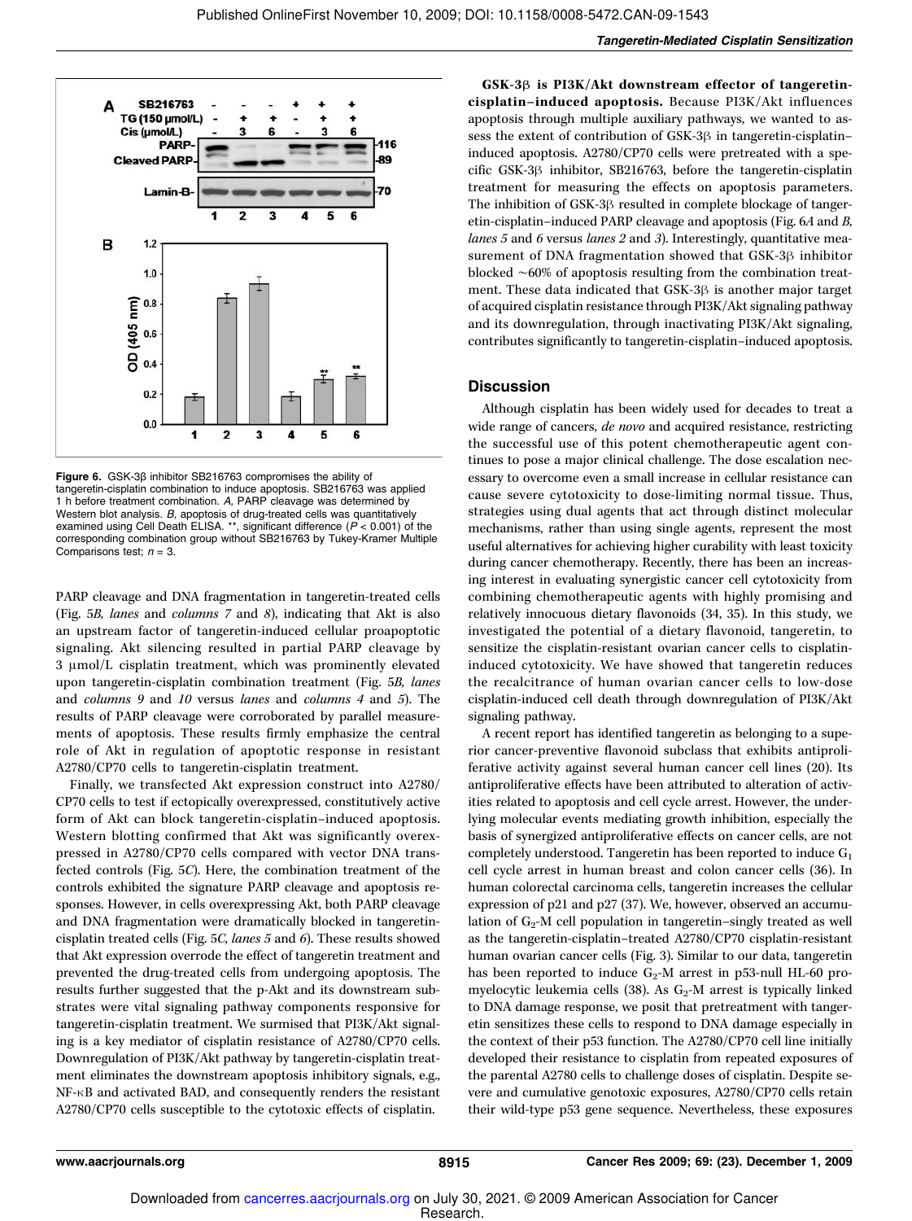Figure 6. GSK-3β inhibitor SB216763 compromises the ability of tangeretin-cisplatin combination to induce apoptosis. SB216763 was applied 1 h before treatment combination. *A*, PARP cleavage was determined by Western blot analysis. *B*, apoptosis of drug-treated cells was quantitatively examined using Cell Death ELISA. **, significant difference ($P < 0.001$) of the corresponding combination group without SB216763 by Tukey-Kramer Multiple Comparisons test; $n = 3$.

PARP cleavage and DNA fragmentation in tangeretin-treated cells (Fig. 5*B*, *lanes* and *columns 7* and *8*), indicating that Akt is also an upstream factor of tangeretin-induced cellular proapoptotic signaling. Akt silencing resulted in partial PARP cleavage by 3 μmol/L cisplatin treatment, which was prominently elevated upon tangeretin-cisplatin combination treatment (Fig. 5*B*, *lanes* and *columns 9* and *10* versus *lanes* and *columns 4* and *5*). The results of PARP cleavage were corroborated by parallel measurements of apoptosis. These results firmly emphasize the central role of Akt in regulation of apoptotic response in resistant A2780/CP70 cells to tangeretin-cisplatin treatment.

Finally, we transfected Akt expression construct into A2780/CP70 cells to test if ectopically overexpressed, constitutively active form of Akt can block tangeretin-cisplatin–induced apoptosis. Western blotting confirmed that Akt was significantly overexpressed in A2780/CP70 cells compared with vector DNA transfected controls (Fig. 5*C*). Here, the combination treatment of the controls exhibited the signature PARP cleavage and apoptosis responses. However, in cells overexpressing Akt, both PARP cleavage and DNA fragmentation were dramatically blocked in tangeretin-cisplatin treated cells (Fig. 5*C*, *lanes 5* and *6*). These results showed that Akt expression overrode the effect of tangeretin treatment and prevented the drug-treated cells from undergoing apoptosis. The results further suggested that the p-Akt and its downstream substrates were vital signaling pathway components responsive for tangeretin-cisplatin treatment. We surmised that PI3K/Akt signaling is a key mediator of cisplatin resistance of A2780/CP70 cells. Downregulation of PI3K/Akt pathway by tangeretin-cisplatin treatment eliminates the downstream apoptosis inhibitory signals, e.g., NF-κB and activated BAD, and consequently renders the resistant A2780/CP70 cells susceptible to the cytotoxic effects of cisplatin.

**GSK-3β is PI3K/Akt downstream effector of tangeretin-cisplatin–induced apoptosis.** Because PI3K/Akt influences apoptosis through multiple auxiliary pathways, we wanted to assess the extent of contribution of GSK-3β in tangeretin-cisplatin–induced apoptosis. A2780/CP70 cells were pretreated with a specific GSK-3β inhibitor, SB216763, before the tangeretin-cisplatin treatment for measuring the effects on apoptosis parameters. The inhibition of GSK-3β resulted in complete blockage of tangeretin-cisplatin–induced PARP cleavage and apoptosis (Fig. 6*A* and *B*, *lanes 5* and *6* versus *lanes 2* and *3*). Interestingly, quantitative measurement of DNA fragmentation showed that GSK-3β inhibitor blocked ~60% of apoptosis resulting from the combination treatment. These data indicated that GSK-3β is another major target of acquired cisplatin resistance through PI3K/Akt signaling pathway and its downregulation, through inactivating PI3K/Akt signaling, contributes significantly to tangeretin-cisplatin–induced apoptosis.

## Discussion

Although cisplatin has been widely used for decades to treat a wide range of cancers, *de novo* and acquired resistance, restricting the successful use of this potent chemotherapeutic agent continues to pose a major clinical challenge. The dose escalation necessary to overcome even a small increase in cellular resistance can cause severe cytotoxicity to dose-limiting normal tissue. Thus, strategies using dual agents that act through distinct molecular mechanisms, rather than using single agents, represent the most useful alternatives for achieving higher curability with least toxicity during cancer chemotherapy. Recently, there has been an increasing interest in evaluating synergistic cancer cell cytotoxicity from combining chemotherapeutic agents with highly promising and relatively innocuous dietary flavonoids (34, 35). In this study, we investigated the potential of a dietary flavonoid, tangeretin, to sensitize the cisplatin-resistant ovarian cancer cells to cisplatin-induced cytotoxicity. We have showed that tangeretin reduces the recalcitrance of human ovarian cancer cells to low-dose cisplatin-induced cell death through downregulation of PI3K/Akt signaling pathway.

A recent report has identified tangeretin as belonging to a superior cancer-preventive flavonoid subclass that exhibits antiproliferative activity against several human cancer cell lines (20). Its antiproliferative effects have been attributed to alteration of activities related to apoptosis and cell cycle arrest. However, the underlying molecular events mediating growth inhibition, especially the basis of synergized antiproliferative effects on cancer cells, are not completely understood. Tangeretin has been reported to induce $G_1$ cell cycle arrest in human breast and colon cancer cells (36). In human colorectal carcinoma cells, tangeretin increases the cellular expression of p21 and p27 (37). We, however, observed an accumulation of $G_2$-M cell population in tangeretin–singly treated as well as the tangeretin-cisplatin–treated A2780/CP70 cisplatin-resistant human ovarian cancer cells (Fig. 3). Similar to our data, tangeretin has been reported to induce $G_2$-M arrest in p53-null HL-60 promyelocytic leukemia cells (38). As $G_2$-M arrest is typically linked to DNA damage response, we posit that pretreatment with tangeretin sensitizes these cells to respond to DNA damage especially in the context of their p53 function. The A2780/CP70 cell line initially developed their resistance to cisplatin from repeated exposures of the parental A2780 cells to challenge doses of cisplatin. Despite severe and cumulative genotoxic exposures, A2780/CP70 cells retain their wild-type p53 gene sequence. Nevertheless, these exposures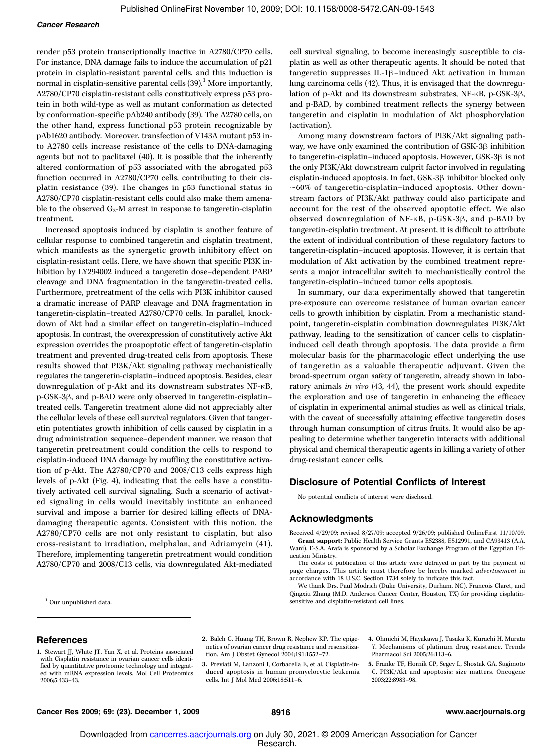render p53 protein transcriptionally inactive in A2780/CP70 cells. For instance, DNA damage fails to induce the accumulation of p21 protein in cisplatin-resistant parental cells, and this induction is normal in cisplatin-sensitive parental cells (39).[1] More importantly, A2780/CP70 cisplatin-resistant cells constitutively express p53 protein in both wild-type as well as mutant conformation as detected by conformation-specific pAb240 antibody (39). The A2780 cells, on the other hand, express functional p53 protein recognizable by pAb1620 antibody. Moreover, transfection of V143A mutant p53 into A2780 cells increase resistance of the cells to DNA-damaging agents but not to paclitaxel (40). It is possible that the inherently altered conformation of p53 associated with the abrogated p53 function occurred in A2780/CP70 cells, contributing to their cisplatin resistance (39). The changes in p53 functional status in A2780/CP70 cisplatin-resistant cells could also make them amenable to the observed $G_2$-M arrest in response to tangeretin-cisplatin treatment.

Increased apoptosis induced by cisplatin is another feature of cellular response to combined tangeretin and cisplatin treatment, which manifests as the synergetic growth inhibitory effect on cisplatin-resistant cells. Here, we have shown that specific PI3K inhibition by LY294002 induced a tangeretin dose–dependent PARP cleavage and DNA fragmentation in the tangeretin-treated cells. Furthermore, pretreatment of the cells with PI3K inhibitor caused a dramatic increase of PARP cleavage and DNA fragmentation in tangeretin-cisplatin–treated A2780/CP70 cells. In parallel, knockdown of Akt had a similar effect on tangeretin-cisplatin–induced apoptosis. In contrast, the overexpression of constitutively active Akt expression overrides the proapoptotic effect of tangeretin-cisplatin treatment and prevented drug-treated cells from apoptosis. These results showed that PI3K/Akt signaling pathway mechanistically regulates the tangeretin-cisplatin–induced apoptosis. Besides, clear downregulation of p-Akt and its downstream substrates NF-κB, p-GSK-3β, and p-BAD were only observed in tangeretin-cisplatin–treated cells. Tangeretin treatment alone did not appreciably alter the cellular levels of these cell survival regulators. Given that tangeretin potentiates growth inhibition of cells caused by cisplatin in a drug administration sequence–dependent manner, we reason that tangeretin pretreatment could condition the cells to respond to cisplatin-induced DNA damage by muffling the constitutive activation of p-Akt. The A2780/CP70 and 2008/C13 cells express high levels of p-Akt (Fig. 4), indicating that the cells have a constitutively activated cell survival signaling. Such a scenario of activated signaling in cells would inevitably institute an enhanced survival and impose a barrier for desired killing effects of DNA-damaging therapeutic agents. Consistent with this notion, the A2780/CP70 cells are not only resistant to cisplatin, but also cross-resistant to irradiation, melphalan, and Adriamycin (41). Therefore, implementing tangeretin pretreatment would condition A2780/CP70 and 2008/C13 cells, via downregulated Akt-mediated cell survival signaling, to become increasingly susceptible to cisplatin as well as other therapeutic agents. It should be noted that tangeretin suppresses IL-1β–induced Akt activation in human lung carcinoma cells (42). Thus, it is envisaged that the downregulation of p-Akt and its downstream substrates, NF-κB, p-GSK-3β, and p-BAD, by combined treatment reflects the synergy between tangeretin and cisplatin in modulation of Akt phosphorylation (activation).

Among many downstream factors of PI3K/Akt signaling pathway, we have only examined the contribution of GSK-3β inhibition to tangeretin-cisplatin–induced apoptosis. However, GSK-3β is not the only PI3K/Akt downstream culprit factor involved in regulating cisplatin-induced apoptosis. In fact, GSK-3β inhibitor blocked only ~60% of tangeretin-cisplatin–induced apoptosis. Other downstream factors of PI3K/Akt pathway could also participate and account for the rest of the observed apoptotic effect. We also observed downregulation of NF-κB, p-GSK-3β, and p-BAD by tangeretin-cisplatin treatment. At present, it is difficult to attribute the extent of individual contribution of these regulatory factors to tangeretin-cisplatin–induced apoptosis. However, it is certain that modulation of Akt activation by the combined treatment represents a major intracellular switch to mechanistically control the tangeretin-cisplatin–induced tumor cells apoptosis.

In summary, our data experimentally showed that tangeretin pre-exposure can overcome resistance of human ovarian cancer cells to growth inhibition by cisplatin. From a mechanistic standpoint, tangeretin-cisplatin combination downregulates PI3K/Akt pathway, leading to the sensitization of cancer cells to cisplatin-induced cell death through apoptosis. The data provide a firm molecular basis for the pharmacologic effect underlying the use of tangeretin as a valuable therapeutic adjuvant. Given the broad-spectrum organ safety of tangeretin, already shown in laboratory animals *in vivo* (43, 44), the present work should expedite the exploration and use of tangeretin in enhancing the efficacy of cisplatin in experimental animal studies as well as clinical trials, with the caveat of successfully attaining effective tangeretin doses through human consumption of citrus fruits. It would also be appealing to determine whether tangeretin interacts with additional physical and chemical therapeutic agents in killing a variety of other drug-resistant cancer cells.

[1] Our unpublished data.

## Disclosure of Potential Conflicts of Interest

No potential conflicts of interest were disclosed.

## Acknowledgments

Received 4/29/09; revised 8/27/09; accepted 9/26/09; published OnlineFirst 11/10/09.

**Grant support:** Public Health Service Grants ES2388, ES12991, and CA93413 (A.A. Wani). E-S.A. Arafa is sponsored by a Scholar Exchange Program of the Egyptian Education Ministry.

The costs of publication of this article were defrayed in part by the payment of page charges. This article must therefore be hereby marked *advertisement* in accordance with 18 U.S.C. Section 1734 solely to indicate this fact.

We thank Drs. Paul Modrich (Duke University, Durham, NC), Francois Claret, and Qingxiu Zhang (M.D. Anderson Cancer Center, Houston, TX) for providing cisplatin-sensitive and cisplatin-resistant cell lines.

## References

1. Stewart JJ, White JT, Yan X, et al. Proteins associated with Cisplatin resistance in ovarian cancer cells identified by quantitative proteomic technology and integrated with mRNA expression levels. Mol Cell Proteomics 2006;5:433–43.
2. Balch C, Huang TH, Brown R, Nephew KP. The epigenetics of ovarian cancer drug resistance and resensitization. Am J Obstet Gynecol 2004;191:1552–72.
3. Previati M, Lanzoni I, Corbacella E, et al. Cisplatin-induced apoptosis in human promyelocytic leukemia cells. Int J Mol Med 2006;18:511–6.
4. Ohmichi M, Hayakawa J, Tasaka K, Kurachi H, Murata Y. Mechanisms of platinum drug resistance. Trends Pharmacol Sci 2005;26:113–6.
5. Franke TF, Hornik CP, Segev L, Shostak GA, Sugimoto C. PI3K/Akt and apoptosis: size matters. Oncogene 2003;22:8983–98.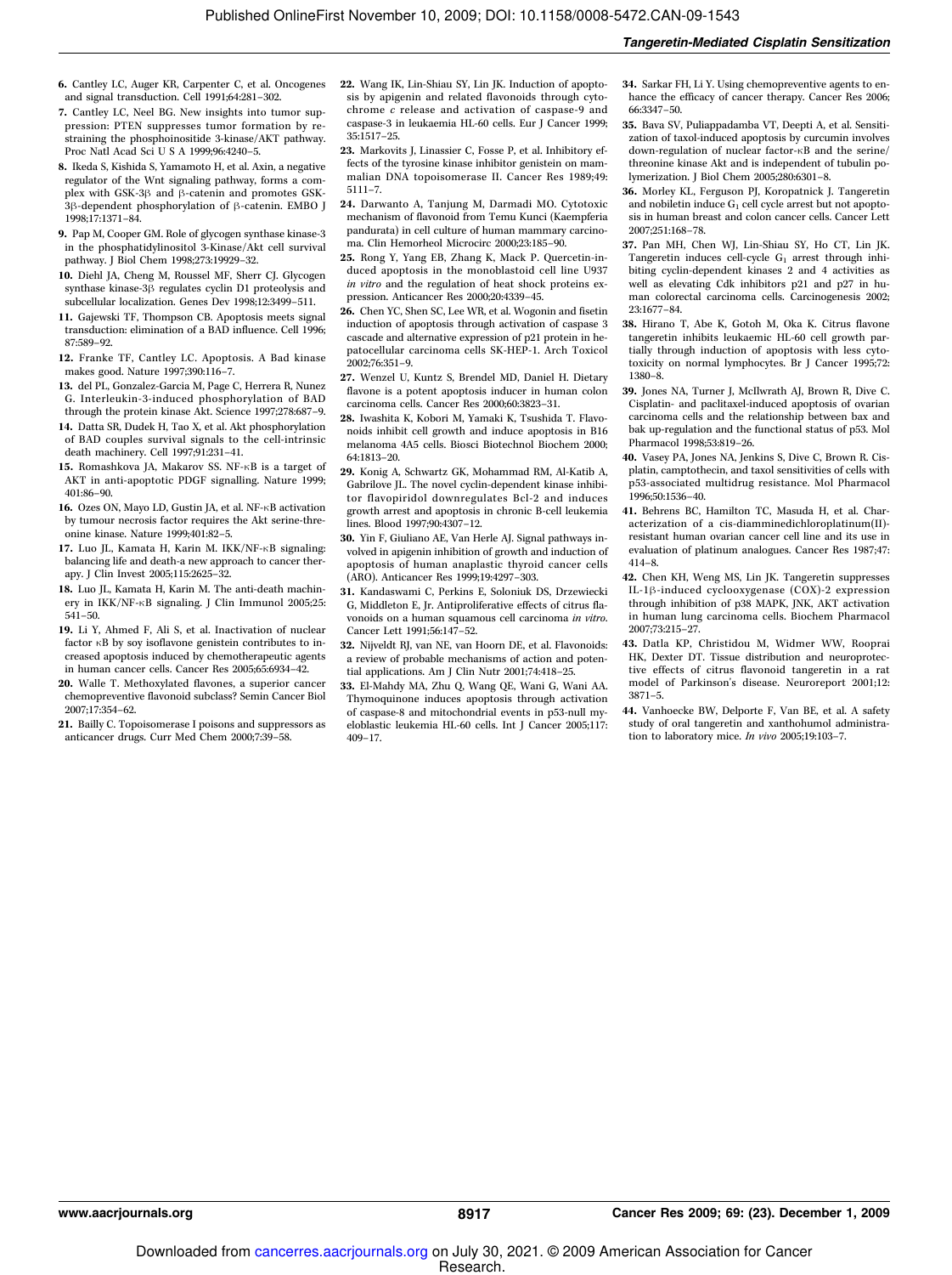6. Cantley LC, Auger KR, Carpenter C, et al. Oncogenes and signal transduction. Cell 1991;64:281–302.

7. Cantley LC, Neel BG. New insights into tumor suppression: PTEN suppresses tumor formation by restraining the phosphoinositide 3-kinase/AKT pathway. Proc Natl Acad Sci U S A 1999;96:4240–5.

8. Ikeda S, Kishida S, Yamamoto H, et al. Axin, a negative regulator of the Wnt signaling pathway, forms a complex with GSK-3β and β-catenin and promotes GSK-3β-dependent phosphorylation of β-catenin. EMBO J 1998;17:1371–84.

9. Pap M, Cooper GM. Role of glycogen synthase kinase-3 in the phosphatidylinositol 3-Kinase/Akt cell survival pathway. J Biol Chem 1998;273:19929–32.

10. Diehl JA, Cheng M, Roussel MF, Sherr CJ. Glycogen synthase kinase-3β regulates cyclin D1 proteolysis and subcellular localization. Genes Dev 1998;12:3499–511.

11. Gajewski TF, Thompson CB. Apoptosis meets signal transduction: elimination of a BAD influence. Cell 1996;87:589–92.

12. Franke TF, Cantley LC. Apoptosis. A Bad kinase makes good. Nature 1997;390:116–7.

13. del PL, Gonzalez-Garcia M, Page C, Herrera R, Nunez G. Interleukin-3-induced phosphorylation of BAD through the protein kinase Akt. Science 1997;278:687–9.

14. Datta SR, Dudek H, Tao X, et al. Akt phosphorylation of BAD couples survival signals to the cell-intrinsic death machinery. Cell 1997;91:231–41.

15. Romashkova JA, Makarov SS. NF-κB is a target of AKT in anti-apoptotic PDGF signalling. Nature 1999;401:86–90.

16. Ozes ON, Mayo LD, Gustin JA, et al. NF-κB activation by tumour necrosis factor requires the Akt serine-threonine kinase. Nature 1999;401:82–5.

17. Luo JL, Kamata H, Karin M. IKK/NF-κB signaling: balancing life and death-a new approach to cancer therapy. J Clin Invest 2005;115:2625–32.

18. Luo JL, Kamata H, Karin M. The anti-death machinery in IKK/NF-κB signaling. J Clin Immunol 2005;25:541–50.

19. Li Y, Ahmed F, Ali S, et al. Inactivation of nuclear factor κB by soy isoflavone genistein contributes to increased apoptosis induced by chemotherapeutic agents in human cancer cells. Cancer Res 2005;65:6934–42.

20. Walle T. Methoxylated flavones, a superior cancer chemopreventive flavonoid subclass? Semin Cancer Biol 2007;17:354–62.

21. Bailly C. Topoisomerase I poisons and suppressors as anticancer drugs. Curr Med Chem 2000;7:39–58.

22. Wang IK, Lin-Shiau SY, Lin JK. Induction of apoptosis by apigenin and related flavonoids through cytochrome *c* release and activation of caspase-9 and caspase-3 in leukaemia HL-60 cells. Eur J Cancer 1999;35:1517–25.

23. Markovits J, Linassier C, Fosse P, et al. Inhibitory effects of the tyrosine kinase inhibitor genistein on mammalian DNA topoisomerase II. Cancer Res 1989;49:5111–7.

24. Darwanto A, Tanjung M, Darmadi MO. Cytotoxic mechanism of flavonoid from Temu Kunci (Kaempferia pandurata) in cell culture of human mammary carcinoma. Clin Hemorheol Microcirc 2000;23:185–90.

25. Rong Y, Yang EB, Zhang K, Mack P. Quercetin-induced apoptosis in the monoblastoid cell line U937 *in vitro* and the regulation of heat shock proteins expression. Anticancer Res 2000;20:4339–45.

26. Chen YC, Shen SC, Lee WR, et al. Wogonin and fisetin induction of apoptosis through activation of caspase 3 cascade and alternative expression of p21 protein in hepatocellular carcinoma cells SK-HEP-1. Arch Toxicol 2002;76:351–9.

27. Wenzel U, Kuntz S, Brendel MD, Daniel H. Dietary flavone is a potent apoptosis inducer in human colon carcinoma cells. Cancer Res 2000;60:3823–31.

28. Iwashita K, Kobori M, Yamaki K, Tsushida T. Flavonoids inhibit cell growth and induce apoptosis in B16 melanoma 4A5 cells. Biosci Biotechnol Biochem 2000;64:1813–20.

29. Konig A, Schwartz GK, Mohammad RM, Al-Katib A, Gabrilove JL. The novel cyclin-dependent kinase inhibitor flavopiridol downregulates Bcl-2 and induces growth arrest and apoptosis in chronic B-cell leukemia lines. Blood 1997;90:4307–12.

30. Yin F, Giuliano AE, Van Herle AJ. Signal pathways involved in apigenin inhibition of growth and induction of apoptosis of human anaplastic thyroid cancer cells (ARO). Anticancer Res 1999;19:4297–303.

31. Kandaswami C, Perkins E, Soloniuk DS, Drzewiecki G, Middleton E, Jr. Antiproliferative effects of citrus flavonoids on a human squamous cell carcinoma *in vitro*. Cancer Lett 1991;56:147–52.

32. Nijveldt RJ, van NE, van Hoorn DE, et al. Flavonoids: a review of probable mechanisms of action and potential applications. Am J Clin Nutr 2001;74:418–25.

33. El-Mahdy MA, Zhu Q, Wang QE, Wani G, Wani AA. Thymoquinone induces apoptosis through activation of caspase-8 and mitochondrial events in p53-null myeloblastic leukemia HL-60 cells. Int J Cancer 2005;117:409–17.

34. Sarkar FH, Li Y. Using chemopreventive agents to enhance the efficacy of cancer therapy. Cancer Res 2006;66:3347–50.

35. Bava SV, Puliappadamba VT, Deepti A, et al. Sensitization of taxol-induced apoptosis by curcumin involves down-regulation of nuclear factor-κB and the serine/threonine kinase Akt and is independent of tubulin polymerization. J Biol Chem 2005;280:6301–8.

36. Morley KL, Ferguson PJ, Koropatnick J. Tangeretin and nobiletin induce $G_1$ cell cycle arrest but not apoptosis in human breast and colon cancer cells. Cancer Lett 2007;251:168–78.

37. Pan MH, Chen WJ, Lin-Shiau SY, Ho CT, Lin JK. Tangeretin induces cell-cycle $G_1$ arrest through inhibiting cyclin-dependent kinases 2 and 4 activities as well as elevating Cdk inhibitors p21 and p27 in human colorectal carcinoma cells. Carcinogenesis 2002;23:1677–84.

38. Hirano T, Abe K, Gotoh M, Oka K. Citrus flavone tangeretin inhibits leukaemic HL-60 cell growth partially through induction of apoptosis with less cytotoxicity on normal lymphocytes. Br J Cancer 1995;72:1380–8.

39. Jones NA, Turner J, McIlwrath AJ, Brown R, Dive C. Cisplatin- and paclitaxel-induced apoptosis of ovarian carcinoma cells and the relationship between bax and bak up-regulation and the functional status of p53. Mol Pharmacol 1998;53:819–26.

40. Vasey PA, Jones NA, Jenkins S, Dive C, Brown R. Cisplatin, camptothecin, and taxol sensitivities of cells with p53-associated multidrug resistance. Mol Pharmacol 1996;50:1536–40.

41. Behrens BC, Hamilton TC, Masuda H, et al. Characterization of a cis-diamminedichloroplatinum(II)-resistant human ovarian cancer cell line and its use in evaluation of platinum analogues. Cancer Res 1987;47:414–8.

42. Chen KH, Weng MS, Lin JK. Tangeretin suppresses IL-1β-induced cyclooxygenase (COX)-2 expression through inhibition of p38 MAPK, JNK, AKT activation in human lung carcinoma cells. Biochem Pharmacol 2007;73:215–27.

43. Datla KP, Christidou M, Widmer WW, Rooprai HK, Dexter DT. Tissue distribution and neuroprotective effects of citrus flavonoid tangeretin in a rat model of Parkinson's disease. Neuroreport 2001;12:3871–5.

44. Vanhoecke BW, Delporte F, Van BE, et al. A safety study of oral tangeretin and xanthohumol administration to laboratory mice. *In vivo* 2005;19:103–7.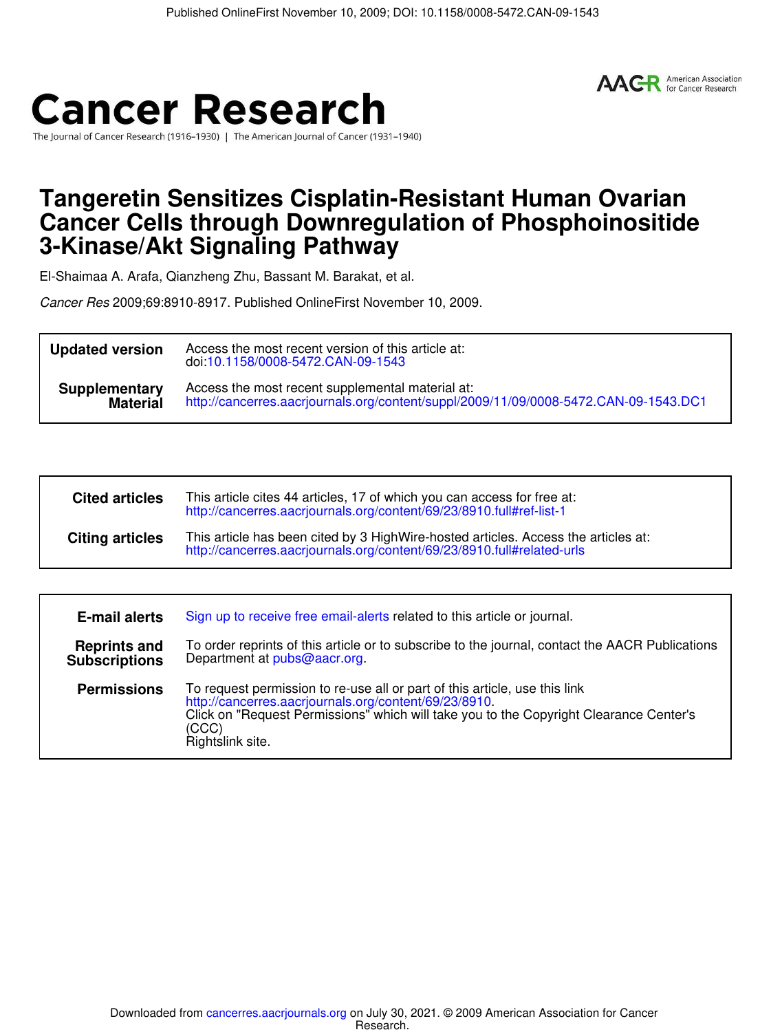Published OnlineFirst November 10, 2009; DOI: 10.1158/0008-5472.CAN-09-1543

# Cancer Research

The Journal of Cancer Research (1916–1930) | The American Journal of Cancer (1931–1940)

AACR American Association for Cancer Research

# Tangeretin Sensitizes Cisplatin-Resistant Human Ovarian Cancer Cells through Downregulation of Phosphoinositide 3-Kinase/Akt Signaling Pathway

El-Shaimaa A. Arafa, Qianzheng Zhu, Bassant M. Barakat, et al.

*Cancer Res* 2009;69:8910-8917. Published OnlineFirst November 10, 2009.

| | |
|---|---|
| **Updated version** | Access the most recent version of this article at: doi:10.1158/0008-5472.CAN-09-1543 |
| **Supplementary Material** | Access the most recent supplemental material at: http://cancerres.aacrjournals.org/content/suppl/2009/11/09/0008-5472.CAN-09-1543.DC1 |

| | |
|---|---|
| **Cited articles** | This article cites 44 articles, 17 of which you can access for free at: http://cancerres.aacrjournals.org/content/69/23/8910.full#ref-list-1 |
| **Citing articles** | This article has been cited by 3 HighWire-hosted articles. Access the articles at: http://cancerres.aacrjournals.org/content/69/23/8910.full#related-urls |

| | |
|---|---|
| **E-mail alerts** | Sign up to receive free email-alerts related to this article or journal. |
| **Reprints and Subscriptions** | To order reprints of this article or to subscribe to the journal, contact the AACR Publications Department at pubs@aacr.org. |
| **Permissions** | To request permission to re-use all or part of this article, use this link http://cancerres.aacrjournals.org/content/69/23/8910. Click on "Request Permissions" which will take you to the Copyright Clearance Center's (CCC) Rightslink site. |

Downloaded from cancerres.aacrjournals.org on July 30, 2021. © 2009 American Association for Cancer Research.